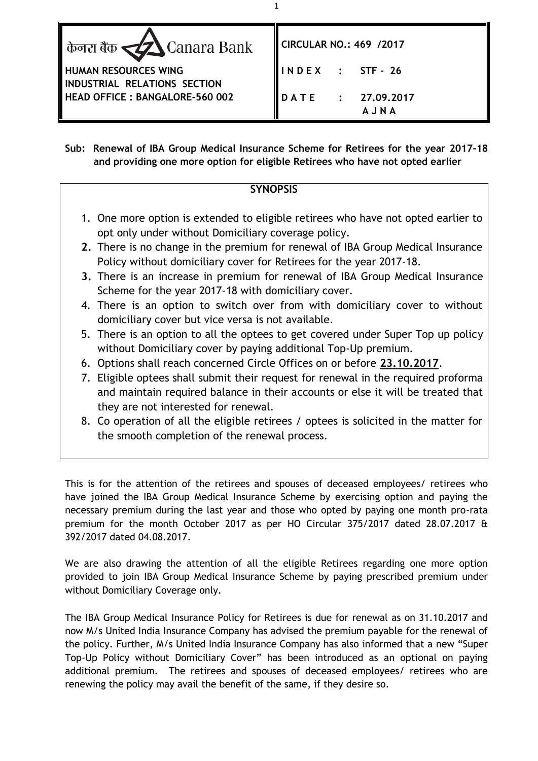| केनरा बैंक Canara Bank | CIRCULAR NO.: 469 /2017 |
|---|---|
| **HUMAN RESOURCES WING** | **INDEX : STF - 26** |
| **INDUSTRIAL RELATIONS SECTION** | |
| **HEAD OFFICE : BANGALORE-560 002** | **DATE : 27.09.2017** |
| | **AJNA** |

**Sub: Renewal of IBA Group Medical Insurance Scheme for Retirees for the year 2017-18 and providing one more option for eligible Retirees who have not opted earlier**

**SYNOPSIS**

1. One more option is extended to eligible retirees who have not opted earlier to opt only under without Domiciliary coverage policy.
2. There is no change in the premium for renewal of IBA Group Medical Insurance Policy without domiciliary cover for Retirees for the year 2017-18.
3. There is an increase in premium for renewal of IBA Group Medical Insurance Scheme for the year 2017-18 with domiciliary cover.
4. There is an option to switch over from with domiciliary cover to without domiciliary cover but vice versa is not available.
5. There is an option to all the optees to get covered under Super Top up policy without Domiciliary cover by paying additional Top-Up premium.
6. Options shall reach concerned Circle Offices on or before **23.10.2017**.
7. Eligible optees shall submit their request for renewal in the required proforma and maintain required balance in their accounts or else it will be treated that they are not interested for renewal.
8. Co operation of all the eligible retirees / optees is solicited in the matter for the smooth completion of the renewal process.

This is for the attention of the retirees and spouses of deceased employees/ retirees who have joined the IBA Group Medical Insurance Scheme by exercising option and paying the necessary premium during the last year and those who opted by paying one month pro-rata premium for the month October 2017 as per HO Circular 375/2017 dated 28.07.2017 & 392/2017 dated 04.08.2017.

We are also drawing the attention of all the eligible Retirees regarding one more option provided to join IBA Group Medical Insurance Scheme by paying prescribed premium under without Domiciliary Coverage only.

The IBA Group Medical Insurance Policy for Retirees is due for renewal as on 31.10.2017 and now M/s United India Insurance Company has advised the premium payable for the renewal of the policy. Further, M/s United India Insurance Company has also informed that a new "Super Top-Up Policy without Domiciliary Cover" has been introduced as an optional on paying additional premium. The retirees and spouses of deceased employees/ retirees who are renewing the policy may avail the benefit of the same, if they desire so.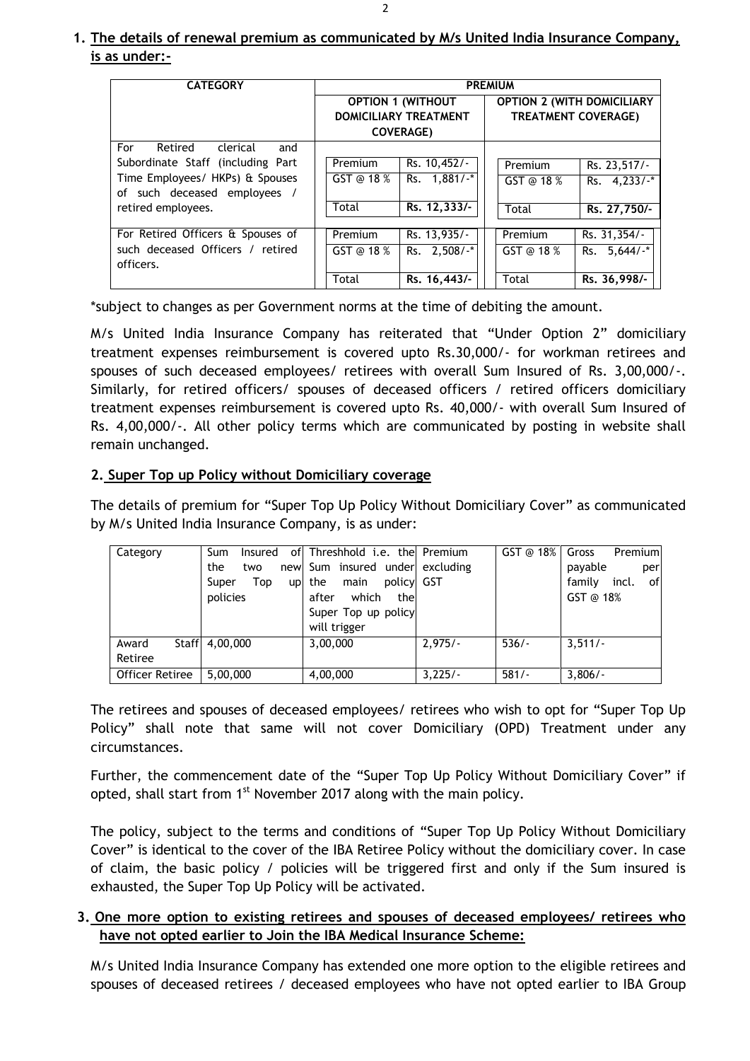**1. The details of renewal premium as communicated by M/s United India Insurance Company, is as under:-**

| CATEGORY | PREMIUM | | | |
|---|---|---|---|---|
| | OPTION 1 (WITHOUT DOMICILIARY TREATMENT COVERAGE) | | OPTION 2 (WITH DOMICILIARY TREATMENT COVERAGE) | |
| For Retired clerical and Subordinate Staff (including Part Time Employees/ HKPs) & Spouses of such deceased employees / retired employees. | Premium | Rs. 10,452/- | Premium | Rs. 23,517/- |
| | GST @ 18 % | Rs. 1,881/-* | GST @ 18 % | Rs. 4,233/-* |
| | Total | **Rs. 12,333/-** | Total | **Rs. 27,750/-** |
| For Retired Officers & Spouses of such deceased Officers / retired officers. | Premium | Rs. 13,935/- | Premium | Rs. 31,354/- |
| | GST @ 18 % | Rs. 2,508/-* | GST @ 18 % | Rs. 5,644/-* |
| | Total | **Rs. 16,443/-** | Total | **Rs. 36,998/-** |

*subject to changes as per Government norms at the time of debiting the amount.

M/s United India Insurance Company has reiterated that "Under Option 2" domiciliary treatment expenses reimbursement is covered upto Rs.30,000/- for workman retirees and spouses of such deceased employees/ retirees with overall Sum Insured of Rs. 3,00,000/-. Similarly, for retired officers/ spouses of deceased officers / retired officers domiciliary treatment expenses reimbursement is covered upto Rs. 40,000/- with overall Sum Insured of Rs. 4,00,000/-. All other policy terms which are communicated by posting in website shall remain unchanged.

**2. Super Top up Policy without Domiciliary coverage**

The details of premium for "Super Top Up Policy Without Domiciliary Cover" as communicated by M/s United India Insurance Company, is as under:

| Category | Sum Insured of the two new Super Top up policies | Threshhold i.e. the Sum insured under the main policy after which the Super Top up policy will trigger | Premium excluding GST | GST @ 18% | Gross Premium payable per family incl. of GST @ 18% |
|---|---|---|---|---|---|
| Award Staff Retiree | 4,00,000 | 3,00,000 | 2,975/- | 536/- | 3,511/- |
| Officer Retiree | 5,00,000 | 4,00,000 | 3,225/- | 581/- | 3,806/- |

The retirees and spouses of deceased employees/ retirees who wish to opt for "Super Top Up Policy" shall note that same will not cover Domiciliary (OPD) Treatment under any circumstances.

Further, the commencement date of the "Super Top Up Policy Without Domiciliary Cover" if opted, shall start from 1st November 2017 along with the main policy.

The policy, subject to the terms and conditions of "Super Top Up Policy Without Domiciliary Cover" is identical to the cover of the IBA Retiree Policy without the domiciliary cover. In case of claim, the basic policy / policies will be triggered first and only if the Sum insured is exhausted, the Super Top Up Policy will be activated.

**3. One more option to existing retirees and spouses of deceased employees/ retirees who have not opted earlier to Join the IBA Medical Insurance Scheme:**

M/s United India Insurance Company has extended one more option to the eligible retirees and spouses of deceased retirees / deceased employees who have not opted earlier to IBA Group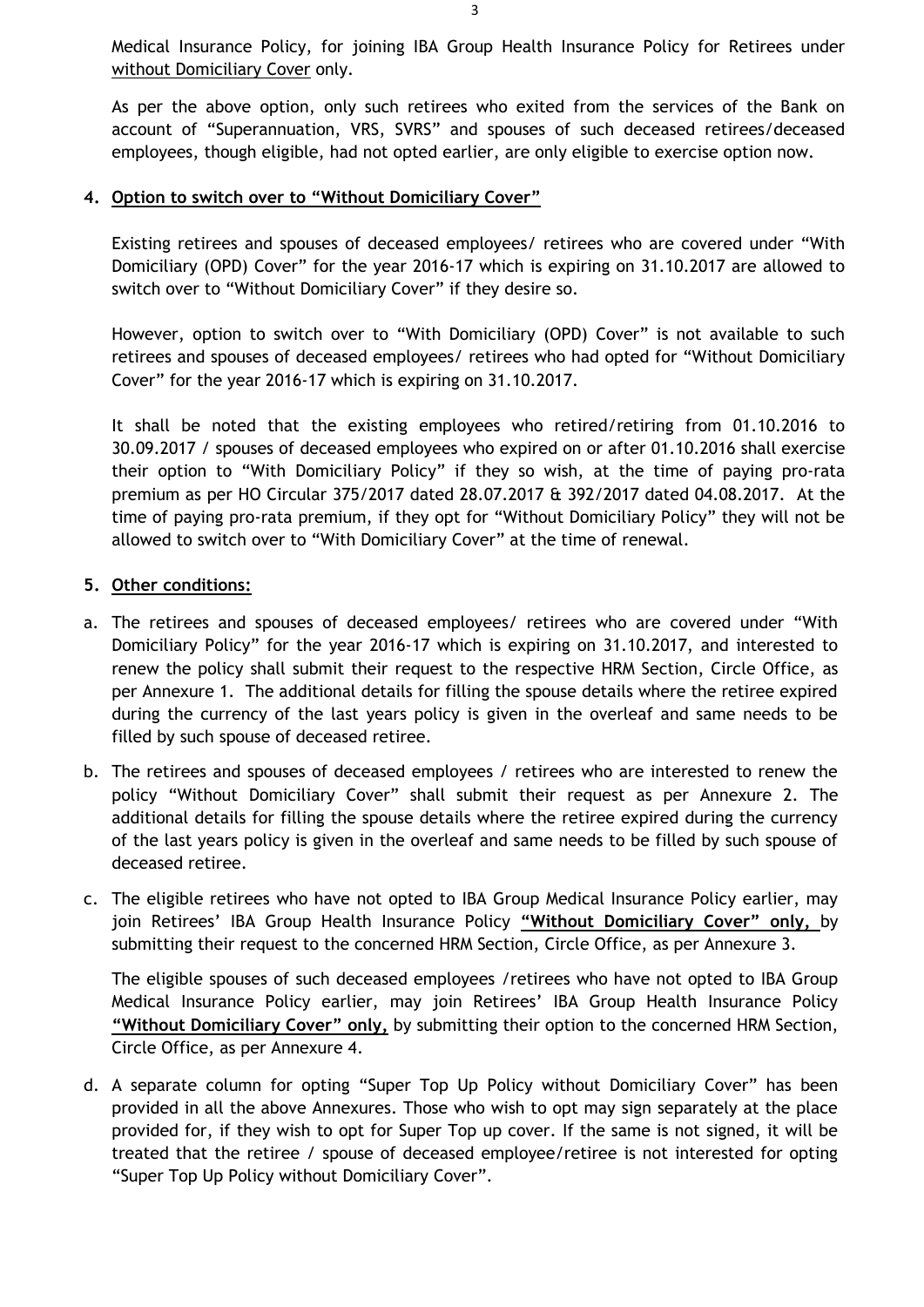Medical Insurance Policy, for joining IBA Group Health Insurance Policy for Retirees under without Domiciliary Cover only.

As per the above option, only such retirees who exited from the services of the Bank on account of "Superannuation, VRS, SVRS" and spouses of such deceased retirees/deceased employees, though eligible, had not opted earlier, are only eligible to exercise option now.

**4. Option to switch over to "Without Domiciliary Cover"**

Existing retirees and spouses of deceased employees/ retirees who are covered under "With Domiciliary (OPD) Cover" for the year 2016-17 which is expiring on 31.10.2017 are allowed to switch over to "Without Domiciliary Cover" if they desire so.

However, option to switch over to "With Domiciliary (OPD) Cover" is not available to such retirees and spouses of deceased employees/ retirees who had opted for "Without Domiciliary Cover" for the year 2016-17 which is expiring on 31.10.2017.

It shall be noted that the existing employees who retired/retiring from 01.10.2016 to 30.09.2017 / spouses of deceased employees who expired on or after 01.10.2016 shall exercise their option to "With Domiciliary Policy" if they so wish, at the time of paying pro-rata premium as per HO Circular 375/2017 dated 28.07.2017 & 392/2017 dated 04.08.2017. At the time of paying pro-rata premium, if they opt for "Without Domiciliary Policy" they will not be allowed to switch over to "With Domiciliary Cover" at the time of renewal.

**5. Other conditions:**

a. The retirees and spouses of deceased employees/ retirees who are covered under "With Domiciliary Policy" for the year 2016-17 which is expiring on 31.10.2017, and interested to renew the policy shall submit their request to the respective HRM Section, Circle Office, as per Annexure 1. The additional details for filling the spouse details where the retiree expired during the currency of the last years policy is given in the overleaf and same needs to be filled by such spouse of deceased retiree.

b. The retirees and spouses of deceased employees / retirees who are interested to renew the policy "Without Domiciliary Cover" shall submit their request as per Annexure 2. The additional details for filling the spouse details where the retiree expired during the currency of the last years policy is given in the overleaf and same needs to be filled by such spouse of deceased retiree.

c. The eligible retirees who have not opted to IBA Group Medical Insurance Policy earlier, may join Retirees' IBA Group Health Insurance Policy **"Without Domiciliary Cover" only,** by submitting their request to the concerned HRM Section, Circle Office, as per Annexure 3.

   The eligible spouses of such deceased employees /retirees who have not opted to IBA Group Medical Insurance Policy earlier, may join Retirees' IBA Group Health Insurance Policy **"Without Domiciliary Cover" only,** by submitting their option to the concerned HRM Section, Circle Office, as per Annexure 4.

d. A separate column for opting "Super Top Up Policy without Domiciliary Cover" has been provided in all the above Annexures. Those who wish to opt may sign separately at the place provided for, if they wish to opt for Super Top up cover. If the same is not signed, it will be treated that the retiree / spouse of deceased employee/retiree is not interested for opting "Super Top Up Policy without Domiciliary Cover".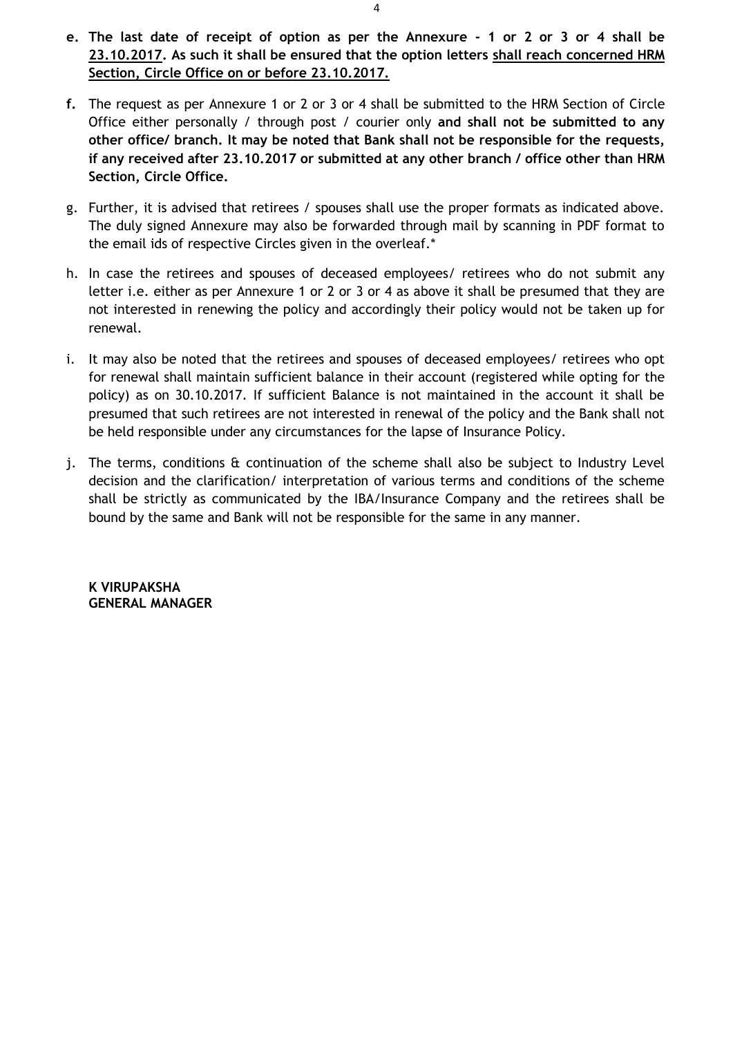- **e. The last date of receipt of option as per the Annexure - 1 or 2 or 3 or 4 shall be 23.10.2017. As such it shall be ensured that the option letters shall reach concerned HRM Section, Circle Office on or before 23.10.2017.**

- **f.** The request as per Annexure 1 or 2 or 3 or 4 shall be submitted to the HRM Section of Circle Office either personally / through post / courier only **and shall not be submitted to any other office/ branch. It may be noted that Bank shall not be responsible for the requests, if any received after 23.10.2017 or submitted at any other branch / office other than HRM Section, Circle Office.**

- g. Further, it is advised that retirees / spouses shall use the proper formats as indicated above. The duly signed Annexure may also be forwarded through mail by scanning in PDF format to the email ids of respective Circles given in the overleaf.*

- h. In case the retirees and spouses of deceased employees/ retirees who do not submit any letter i.e. either as per Annexure 1 or 2 or 3 or 4 as above it shall be presumed that they are not interested in renewing the policy and accordingly their policy would not be taken up for renewal.

- i. It may also be noted that the retirees and spouses of deceased employees/ retirees who opt for renewal shall maintain sufficient balance in their account (registered while opting for the policy) as on 30.10.2017. If sufficient Balance is not maintained in the account it shall be presumed that such retirees are not interested in renewal of the policy and the Bank shall not be held responsible under any circumstances for the lapse of Insurance Policy.

- j. The terms, conditions & continuation of the scheme shall also be subject to Industry Level decision and the clarification/ interpretation of various terms and conditions of the scheme shall be strictly as communicated by the IBA/Insurance Company and the retirees shall be bound by the same and Bank will not be responsible for the same in any manner.

**K VIRUPAKSHA**
**GENERAL MANAGER**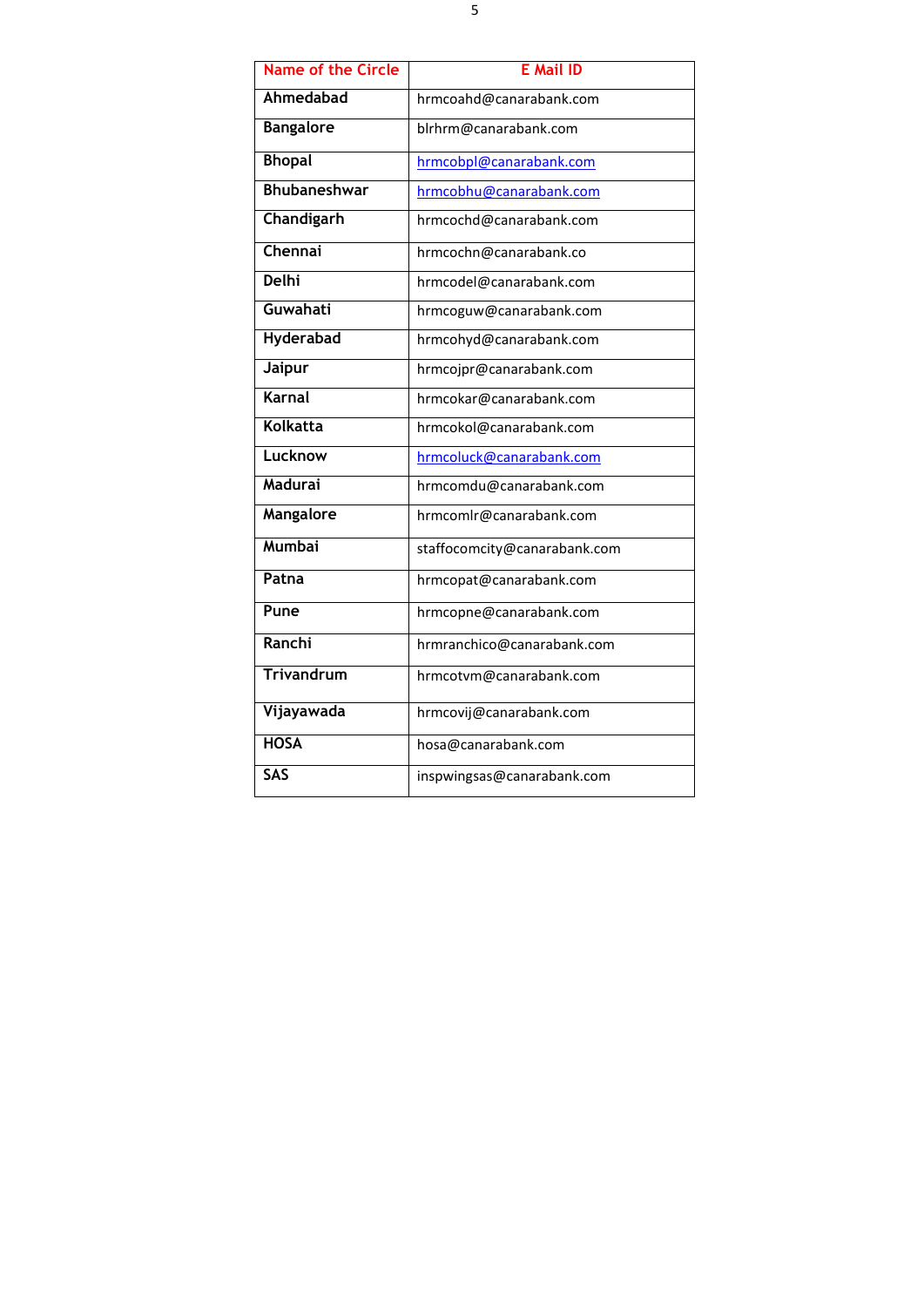| Name of the Circle | E Mail ID |
|---|---|
| **Ahmedabad** | hrmcoahd@canarabank.com |
| **Bangalore** | blrhrm@canarabank.com |
| **Bhopal** | hrmcobpl@canarabank.com |
| **Bhubaneshwar** | hrmcobhu@canarabank.com |
| **Chandigarh** | hrmcochd@canarabank.com |
| **Chennai** | hrmcochn@canarabank.co |
| **Delhi** | hrmcodel@canarabank.com |
| **Guwahati** | hrmcoguw@canarabank.com |
| **Hyderabad** | hrmcohyd@canarabank.com |
| **Jaipur** | hrmcojpr@canarabank.com |
| **Karnal** | hrmcokar@canarabank.com |
| **Kolkatta** | hrmcokol@canarabank.com |
| **Lucknow** | hrmcoluck@canarabank.com |
| **Madurai** | hrmcomdu@canarabank.com |
| **Mangalore** | hrmcomlr@canarabank.com |
| **Mumbai** | staffocomcity@canarabank.com |
| **Patna** | hrmcopat@canarabank.com |
| **Pune** | hrmcopne@canarabank.com |
| **Ranchi** | hrmranchico@canarabank.com |
| **Trivandrum** | hrmcotvm@canarabank.com |
| **Vijayawada** | hrmcovij@canarabank.com |
| **HOSA** | hosa@canarabank.com |
| **SAS** | inspwingsas@canarabank.com |